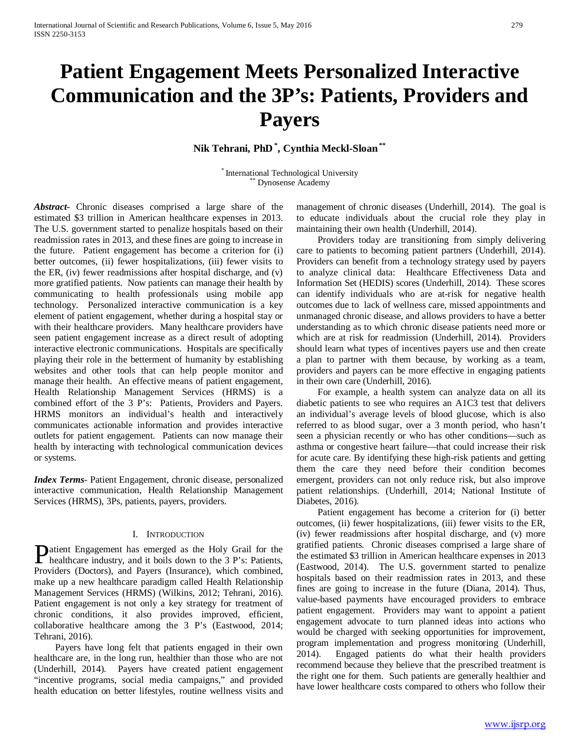# Patient Engagement Meets Personalized Interactive Communication and the 3P's: Patients, Providers and Payers

**Nik Tehrani, PhD [*], Cynthia Meckl-Sloan [**]**

[*] International Technological University
[**] Dynosense Academy

***Abstract***- Chronic diseases comprised a large share of the estimated $3 trillion in American healthcare expenses in 2013. The U.S. government started to penalize hospitals based on their readmission rates in 2013, and these fines are going to increase in the future. Patient engagement has become a criterion for (i) better outcomes, (ii) fewer hospitalizations, (iii) fewer visits to the ER, (iv) fewer readmissions after hospital discharge, and (v) more gratified patients. Now patients can manage their health by communicating to health professionals using mobile app technology. Personalized interactive communication is a key element of patient engagement, whether during a hospital stay or with their healthcare providers. Many healthcare providers have seen patient engagement increase as a direct result of adopting interactive electronic communications. Hospitals are specifically playing their role in the betterment of humanity by establishing websites and other tools that can help people monitor and manage their health. An effective means of patient engagement, Health Relationship Management Services (HRMS) is a combined effort of the 3 P's: Patients, Providers and Payers. HRMS monitors an individual's health and interactively communicates actionable information and provides interactive outlets for patient engagement. Patients can now manage their health by interacting with technological communication devices or systems.

***Index Terms***- Patient Engagement, chronic disease, personalized interactive communication, Health Relationship Management Services (HRMS), 3Ps, patients, payers, providers.

## I. Introduction

Patient Engagement has emerged as the Holy Grail for the healthcare industry, and it boils down to the 3 P's: Patients, Providers (Doctors), and Payers (Insurance), which combined, make up a new healthcare paradigm called Health Relationship Management Services (HRMS) (Wilkins, 2012; Tehrani, 2016). Patient engagement is not only a key strategy for treatment of chronic conditions, it also provides improved, efficient, collaborative healthcare among the 3 P's (Eastwood, 2014; Tehrani, 2016).

Payers have long felt that patients engaged in their own healthcare are, in the long run, healthier than those who are not (Underhill, 2014). Payers have created patient engagement "incentive programs, social media campaigns," and provided health education on better lifestyles, routine wellness visits and management of chronic diseases (Underhill, 2014). The goal is to educate individuals about the crucial role they play in maintaining their own health (Underhill, 2014).

Providers today are transitioning from simply delivering care to patients to becoming patient partners (Underhill, 2014). Providers can benefit from a technology strategy used by payers to analyze clinical data: Healthcare Effectiveness Data and Information Set (HEDIS) scores (Underhill, 2014). These scores can identify individuals who are at-risk for negative health outcomes due to lack of wellness care, missed appointments and unmanaged chronic disease, and allows providers to have a better understanding as to which chronic disease patients need more or which are at risk for readmission (Underhill, 2014). Providers should learn what types of incentives payers use and then create a plan to partner with them because, by working as a team, providers and payers can be more effective in engaging patients in their own care (Underhill, 2016).

For example, a health system can analyze data on all its diabetic patients to see who requires an A1C3 test that delivers an individual's average levels of blood glucose, which is also referred to as blood sugar, over a 3 month period, who hasn't seen a physician recently or who has other conditions—such as asthma or congestive heart failure—that could increase their risk for acute care. By identifying these high-risk patients and getting them the care they need before their condition becomes emergent, providers can not only reduce risk, but also improve patient relationships. (Underhill, 2014; National Institute of Diabetes, 2016).

Patient engagement has become a criterion for (i) better outcomes, (ii) fewer hospitalizations, (iii) fewer visits to the ER, (iv) fewer readmissions after hospital discharge, and (v) more gratified patients. Chronic diseases comprised a large share of the estimated $3 trillion in American healthcare expenses in 2013 (Eastwood, 2014). The U.S. government started to penalize hospitals based on their readmission rates in 2013, and these fines are going to increase in the future (Diana, 2014). Thus, value-based payments have encouraged providers to embrace patient engagement. Providers may want to appoint a patient engagement advocate to turn planned ideas into actions who would be charged with seeking opportunities for improvement, program implementation and progress monitoring (Underhill, 2014). Engaged patients do what their health providers recommend because they believe that the prescribed treatment is the right one for them. Such patients are generally healthier and have lower healthcare costs compared to others who follow their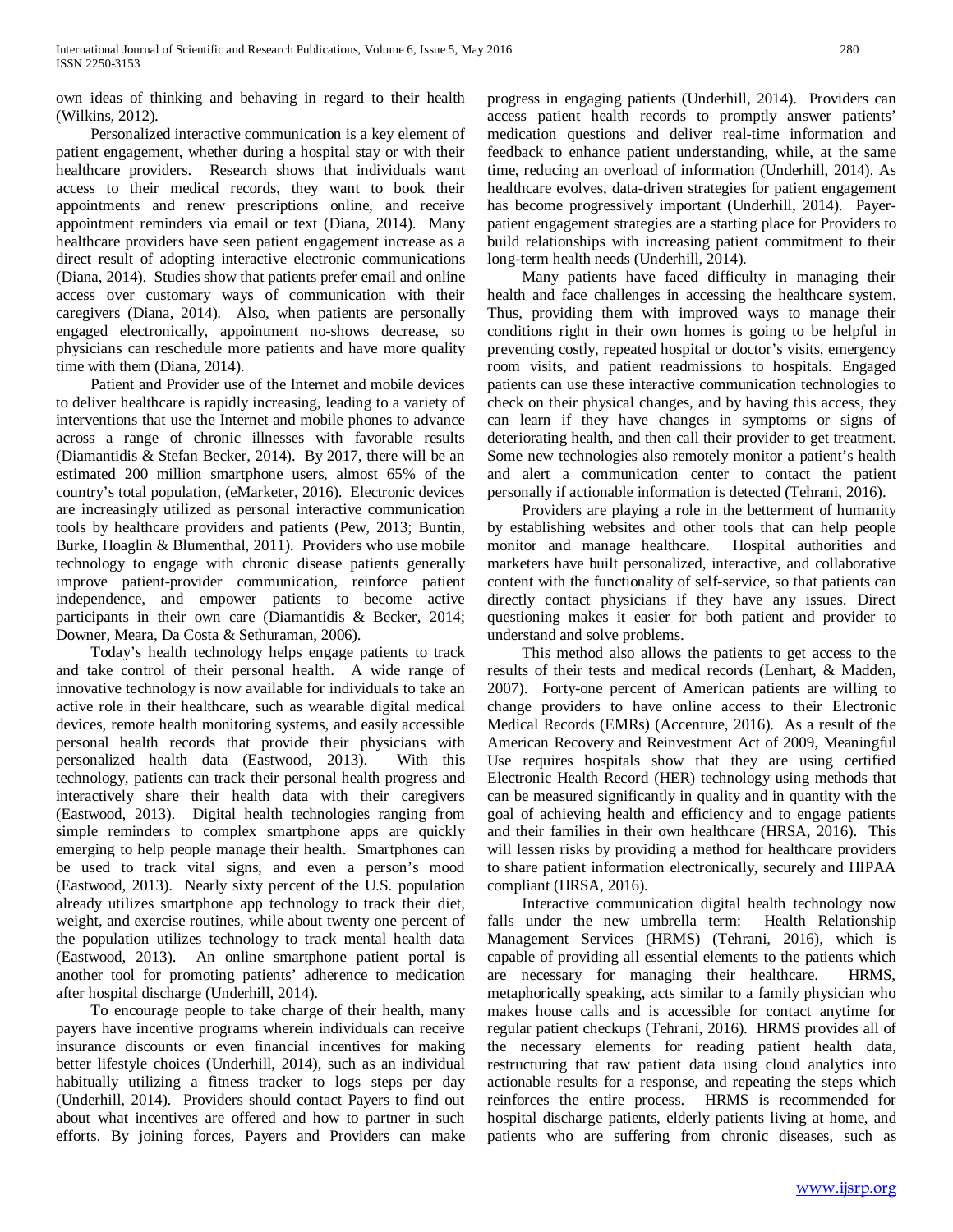own ideas of thinking and behaving in regard to their health (Wilkins, 2012).

Personalized interactive communication is a key element of patient engagement, whether during a hospital stay or with their healthcare providers. Research shows that individuals want access to their medical records, they want to book their appointments and renew prescriptions online, and receive appointment reminders via email or text (Diana, 2014). Many healthcare providers have seen patient engagement increase as a direct result of adopting interactive electronic communications (Diana, 2014). Studies show that patients prefer email and online access over customary ways of communication with their caregivers (Diana, 2014). Also, when patients are personally engaged electronically, appointment no-shows decrease, so physicians can reschedule more patients and have more quality time with them (Diana, 2014).

Patient and Provider use of the Internet and mobile devices to deliver healthcare is rapidly increasing, leading to a variety of interventions that use the Internet and mobile phones to advance across a range of chronic illnesses with favorable results (Diamantidis & Stefan Becker, 2014). By 2017, there will be an estimated 200 million smartphone users, almost 65% of the country's total population, (eMarketer, 2016). Electronic devices are increasingly utilized as personal interactive communication tools by healthcare providers and patients (Pew, 2013; Buntin, Burke, Hoaglin & Blumenthal, 2011). Providers who use mobile technology to engage with chronic disease patients generally improve patient-provider communication, reinforce patient independence, and empower patients to become active participants in their own care (Diamantidis & Becker, 2014; Downer, Meara, Da Costa & Sethuraman, 2006).

Today's health technology helps engage patients to track and take control of their personal health. A wide range of innovative technology is now available for individuals to take an active role in their healthcare, such as wearable digital medical devices, remote health monitoring systems, and easily accessible personal health records that provide their physicians with personalized health data (Eastwood, 2013). With this technology, patients can track their personal health progress and interactively share their health data with their caregivers (Eastwood, 2013). Digital health technologies ranging from simple reminders to complex smartphone apps are quickly emerging to help people manage their health. Smartphones can be used to track vital signs, and even a person's mood (Eastwood, 2013). Nearly sixty percent of the U.S. population already utilizes smartphone app technology to track their diet, weight, and exercise routines, while about twenty one percent of the population utilizes technology to track mental health data (Eastwood, 2013). An online smartphone patient portal is another tool for promoting patients' adherence to medication after hospital discharge (Underhill, 2014).

To encourage people to take charge of their health, many payers have incentive programs wherein individuals can receive insurance discounts or even financial incentives for making better lifestyle choices (Underhill, 2014), such as an individual habitually utilizing a fitness tracker to logs steps per day (Underhill, 2014). Providers should contact Payers to find out about what incentives are offered and how to partner in such efforts. By joining forces, Payers and Providers can make progress in engaging patients (Underhill, 2014). Providers can access patient health records to promptly answer patients' medication questions and deliver real-time information and feedback to enhance patient understanding, while, at the same time, reducing an overload of information (Underhill, 2014). As healthcare evolves, data-driven strategies for patient engagement has become progressively important (Underhill, 2014). Payer-patient engagement strategies are a starting place for Providers to build relationships with increasing patient commitment to their long-term health needs (Underhill, 2014).

Many patients have faced difficulty in managing their health and face challenges in accessing the healthcare system. Thus, providing them with improved ways to manage their conditions right in their own homes is going to be helpful in preventing costly, repeated hospital or doctor's visits, emergency room visits, and patient readmissions to hospitals. Engaged patients can use these interactive communication technologies to check on their physical changes, and by having this access, they can learn if they have changes in symptoms or signs of deteriorating health, and then call their provider to get treatment. Some new technologies also remotely monitor a patient's health and alert a communication center to contact the patient personally if actionable information is detected (Tehrani, 2016).

Providers are playing a role in the betterment of humanity by establishing websites and other tools that can help people monitor and manage healthcare. Hospital authorities and marketers have built personalized, interactive, and collaborative content with the functionality of self-service, so that patients can directly contact physicians if they have any issues. Direct questioning makes it easier for both patient and provider to understand and solve problems.

This method also allows the patients to get access to the results of their tests and medical records (Lenhart, & Madden, 2007). Forty-one percent of American patients are willing to change providers to have online access to their Electronic Medical Records (EMRs) (Accenture, 2016). As a result of the American Recovery and Reinvestment Act of 2009, Meaningful Use requires hospitals show that they are using certified Electronic Health Record (HER) technology using methods that can be measured significantly in quality and in quantity with the goal of achieving health and efficiency and to engage patients and their families in their own healthcare (HRSA, 2016). This will lessen risks by providing a method for healthcare providers to share patient information electronically, securely and HIPAA compliant (HRSA, 2016).

Interactive communication digital health technology now falls under the new umbrella term: Health Relationship Management Services (HRMS) (Tehrani, 2016), which is capable of providing all essential elements to the patients which are necessary for managing their healthcare. HRMS, metaphorically speaking, acts similar to a family physician who makes house calls and is accessible for contact anytime for regular patient checkups (Tehrani, 2016). HRMS provides all of the necessary elements for reading patient health data, restructuring that raw patient data using cloud analytics into actionable results for a response, and repeating the steps which reinforces the entire process. HRMS is recommended for hospital discharge patients, elderly patients living at home, and patients who are suffering from chronic diseases, such as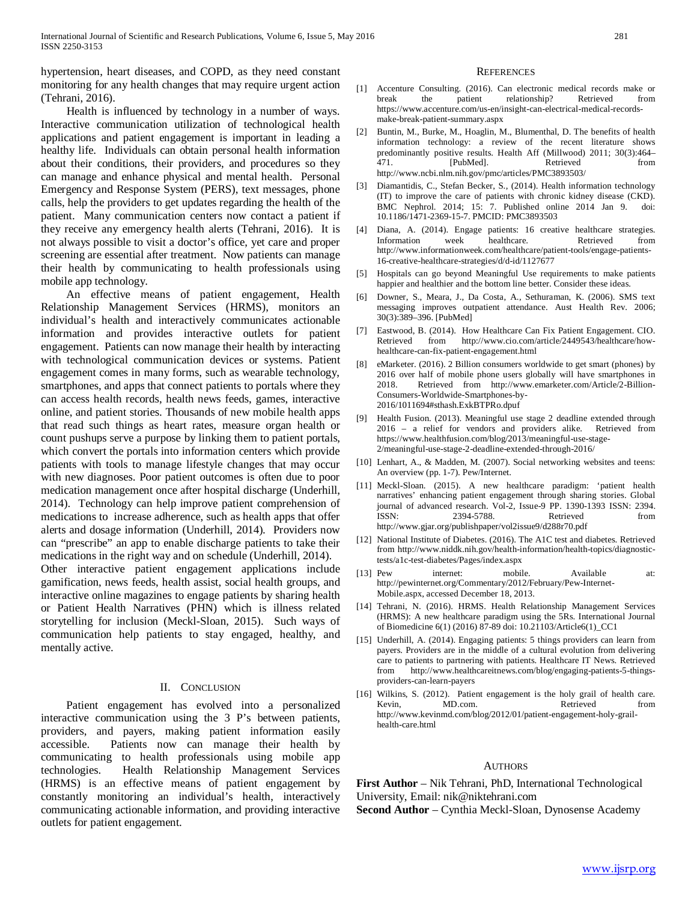hypertension, heart diseases, and COPD, as they need constant monitoring for any health changes that may require urgent action (Tehrani, 2016).

Health is influenced by technology in a number of ways. Interactive communication utilization of technological health applications and patient engagement is important in leading a healthy life. Individuals can obtain personal health information about their conditions, their providers, and procedures so they can manage and enhance physical and mental health. Personal Emergency and Response System (PERS), text messages, phone calls, help the providers to get updates regarding the health of the patient. Many communication centers now contact a patient if they receive any emergency health alerts (Tehrani, 2016). It is not always possible to visit a doctor's office, yet care and proper screening are essential after treatment. Now patients can manage their health by communicating to health professionals using mobile app technology.

An effective means of patient engagement, Health Relationship Management Services (HRMS), monitors an individual's health and interactively communicates actionable information and provides interactive outlets for patient engagement. Patients can now manage their health by interacting with technological communication devices or systems. Patient engagement comes in many forms, such as wearable technology, smartphones, and apps that connect patients to portals where they can access health records, health news feeds, games, interactive online, and patient stories. Thousands of new mobile health apps that read such things as heart rates, measure organ health or count pushups serve a purpose by linking them to patient portals, which convert the portals into information centers which provide patients with tools to manage lifestyle changes that may occur with new diagnoses. Poor patient outcomes is often due to poor medication management once after hospital discharge (Underhill, 2014). Technology can help improve patient comprehension of medications to increase adherence, such as health apps that offer alerts and dosage information (Underhill, 2014). Providers now can "prescribe" an app to enable discharge patients to take their medications in the right way and on schedule (Underhill, 2014).
Other interactive patient engagement applications include gamification, news feeds, health assist, social health groups, and interactive online magazines to engage patients by sharing health or Patient Health Narratives (PHN) which is illness related storytelling for inclusion (Meckl-Sloan, 2015). Such ways of communication help patients to stay engaged, healthy, and mentally active.

## II. Conclusion

Patient engagement has evolved into a personalized interactive communication using the 3 P's between patients, providers, and payers, making patient information easily accessible. Patients now can manage their health by communicating to health professionals using mobile app technologies. Health Relationship Management Services (HRMS) is an effective means of patient engagement by constantly monitoring an individual's health, interactively communicating actionable information, and providing interactive outlets for patient engagement.

## References

[1] Accenture Consulting. (2016). Can electronic medical records make or break the patient relationship? Retrieved from https://www.accenture.com/us-en/insight-can-electrical-medical-records-make-break-patient-summary.aspx

[2] Buntin, M., Burke, M., Hoaglin, M., Blumenthal, D. The benefits of health information technology: a review of the recent literature shows predominantly positive results. Health Aff (Millwood) 2011; 30(3):464–471. [PubMed]. Retrieved from http://www.ncbi.nlm.nih.gov/pmc/articles/PMC3893503/

[3] Diamantidis, C., Stefan Becker, S., (2014). Health information technology (IT) to improve the care of patients with chronic kidney disease (CKD). BMC Nephrol. 2014; 15: 7. Published online 2014 Jan 9. doi: 10.1186/1471-2369-15-7. PMCID: PMC3893503

[4] Diana, A. (2014). Engage patients: 16 creative healthcare strategies. Information week healthcare. Retrieved from http://www.informationweek.com/healthcare/patient-tools/engage-patients-16-creative-healthcare-strategies/d/d-id/1127677

[5] Hospitals can go beyond Meaningful Use requirements to make patients happier and healthier and the bottom line better. Consider these ideas.

[6] Downer, S., Meara, J., Da Costa, A., Sethuraman, K. (2006). SMS text messaging improves outpatient attendance. Aust Health Rev. 2006; 30(3):389–396. [PubMed]

[7] Eastwood, B. (2014). How Healthcare Can Fix Patient Engagement. CIO. Retrieved from http://www.cio.com/article/2449543/healthcare/how-healthcare-can-fix-patient-engagement.html

[8] eMarketer. (2016). 2 Billion consumers worldwide to get smart (phones) by 2016 over half of mobile phone users globally will have smartphones in 2018. Retrieved from http://www.emarketer.com/Article/2-Billion-Consumers-Worldwide-Smartphones-by-2016/1011694#sthash.ExkBTPRo.dpuf

[9] Health Fusion. (2013). Meaningful use stage 2 deadline extended through 2016 – a relief for vendors and providers alike. Retrieved from https://www.healthfusion.com/blog/2013/meaningful-use-stage-2/meaningful-use-stage-2-deadline-extended-through-2016/

[10] Lenhart, A., & Madden, M. (2007). Social networking websites and teens: An overview (pp. 1-7). Pew/Internet.

[11] Meckl-Sloan. (2015). A new healthcare paradigm: 'patient health narratives' enhancing patient engagement through sharing stories. Global journal of advanced research. Vol-2, Issue-9 PP. 1390-1393 ISSN: 2394. ISSN: 2394-5788. Retrieved from http://www.gjar.org/publishpaper/vol2issue9/d288r70.pdf

[12] National Institute of Diabetes. (2016). The A1C test and diabetes. Retrieved from http://www.niddk.nih.gov/health-information/health-topics/diagnostic-tests/a1c-test-diabetes/Pages/index.aspx

[13] Pew internet: mobile. Available at: http://pewinternet.org/Commentary/2012/February/Pew-Internet-Mobile.aspx, accessed December 18, 2013.

[14] Tehrani, N. (2016). HRMS. Health Relationship Management Services (HRMS): A new healthcare paradigm using the 5Rs. International Journal of Biomedicine 6(1) (2016) 87-89 doi: 10.21103/Article6(1)_CC1

[15] Underhill, A. (2014). Engaging patients: 5 things providers can learn from payers. Providers are in the middle of a cultural evolution from delivering care to patients to partnering with patients. Healthcare IT News. Retrieved from http://www.healthcareitnews.com/blog/engaging-patients-5-things-providers-can-learn-payers

[16] Wilkins, S. (2012). Patient engagement is the holy grail of health care. Kevin, MD.com. Retrieved from http://www.kevinmd.com/blog/2012/01/patient-engagement-holy-grail-health-care.html

## Authors

**First Author** – Nik Tehrani, PhD, International Technological University, Email: nik@niktehrani.com

**Second Author** – Cynthia Meckl-Sloan, Dynosense Academy